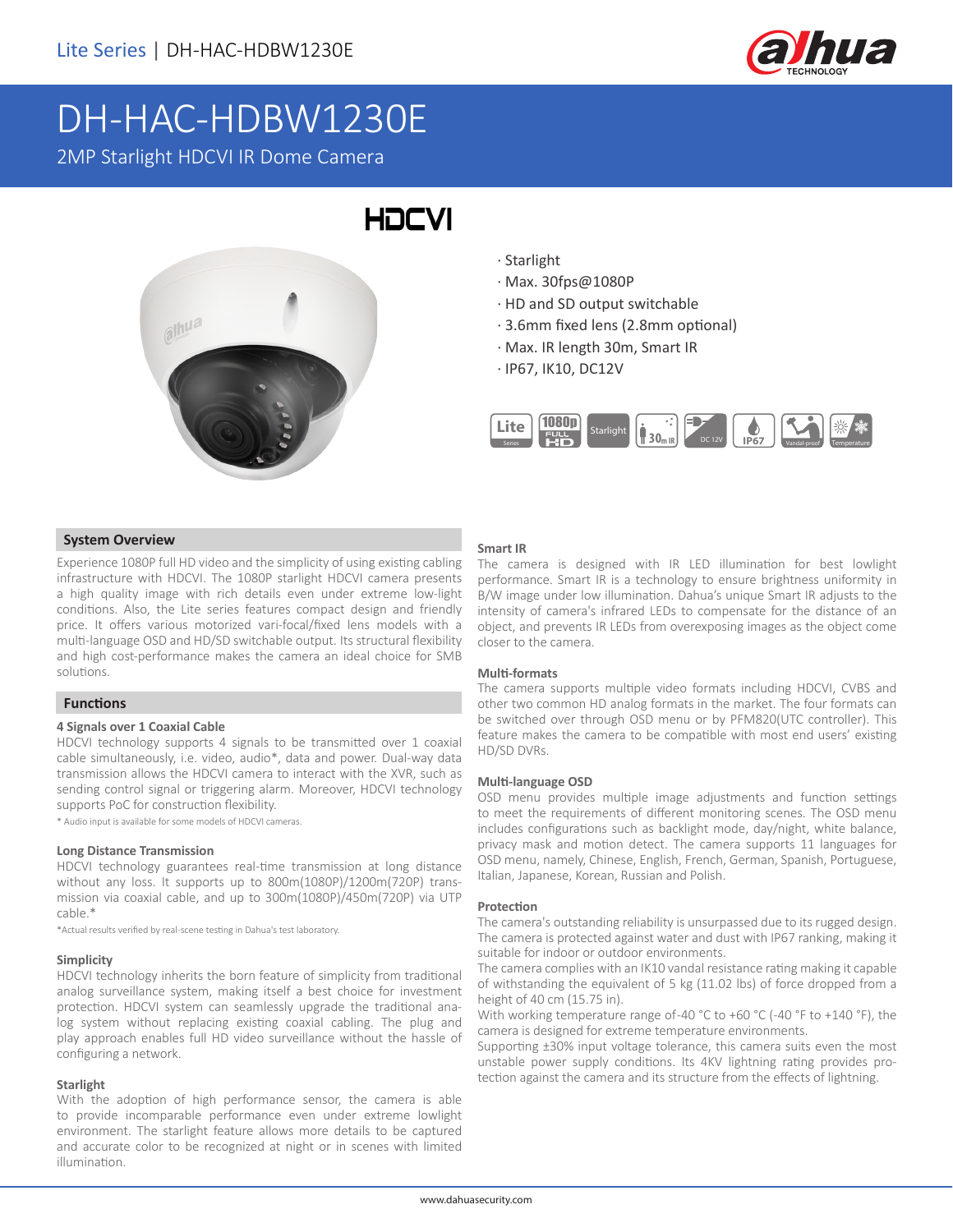# DH-HAC-HDBW1230E

2MP Starlight HDCVI IR Dome Camera

HDCVI

- · Starlight
- · Max. 30fps@1080P
- · HD and SD output switchable
- · 3.6mm fixed lens (2.8mm optional)
- · Max. IR length 30m, Smart IR
- · IP67, IK10, DC12V

## System Overview

Experience 1080P full HD video and the simplicity of using existing cabling infrastructure with HDCVI. The 1080P starlight HDCVI camera presents a high quality image with rich details even under extreme low-light conditions. Also, the Lite series features compact design and friendly price. It offers various motorized vari-focal/fixed lens models with a multi-language OSD and HD/SD switchable output. Its structural flexibility and high cost-performance makes the camera an ideal choice for SMB solutions.

## Functions

### 4 Signals over 1 Coaxial Cable

HDCVI technology supports 4 signals to be transmitted over 1 coaxial cable simultaneously, i.e. video, audio*, data and power. Dual-way data transmission allows the HDCVI camera to interact with the XVR, such as sending control signal or triggering alarm. Moreover, HDCVI technology supports PoC for construction flexibility.

* Audio input is available for some models of HDCVI cameras.

### Long Distance Transmission

HDCVI technology guarantees real-time transmission at long distance without any loss. It supports up to 800m(1080P)/1200m(720P) transmission via coaxial cable, and up to 300m(1080P)/450m(720P) via UTP cable.*

*Actual results verified by real-scene testing in Dahua's test laboratory.

### Simplicity

HDCVI technology inherits the born feature of simplicity from traditional analog surveillance system, making itself a best choice for investment protection. HDCVI system can seamlessly upgrade the traditional analog system without replacing existing coaxial cabling. The plug and play approach enables full HD video surveillance without the hassle of configuring a network.

### Starlight

With the adoption of high performance sensor, the camera is able to provide incomparable performance even under extreme lowlight environment. The starlight feature allows more details to be captured and accurate color to be recognized at night or in scenes with limited illumination.

### Smart IR

The camera is designed with IR LED illumination for best lowlight performance. Smart IR is a technology to ensure brightness uniformity in B/W image under low illumination. Dahua's unique Smart IR adjusts to the intensity of camera's infrared LEDs to compensate for the distance of an object, and prevents IR LEDs from overexposing images as the object come closer to the camera.

### Multi-formats

The camera supports multiple video formats including HDCVI, CVBS and other two common HD analog formats in the market. The four formats can be switched over through OSD menu or by PFM820(UTC controller). This feature makes the camera to be compatible with most end users' existing HD/SD DVRs.

### Multi-language OSD

OSD menu provides multiple image adjustments and function settings to meet the requirements of different monitoring scenes. The OSD menu includes configurations such as backlight mode, day/night, white balance, privacy mask and motion detect. The camera supports 11 languages for OSD menu, namely, Chinese, English, French, German, Spanish, Portuguese, Italian, Japanese, Korean, Russian and Polish.

### Protection

The camera's outstanding reliability is unsurpassed due to its rugged design. The camera is protected against water and dust with IP67 ranking, making it suitable for indoor or outdoor environments.

The camera complies with an IK10 vandal resistance rating making it capable of withstanding the equivalent of 5 kg (11.02 lbs) of force dropped from a height of 40 cm (15.75 in).

With working temperature range of-40 °C to +60 °C (-40 °F to +140 °F), the camera is designed for extreme temperature environments.

Supporting ±30% input voltage tolerance, this camera suits even the most unstable power supply conditions. Its 4KV lightning rating provides protection against the camera and its structure from the effects of lightning.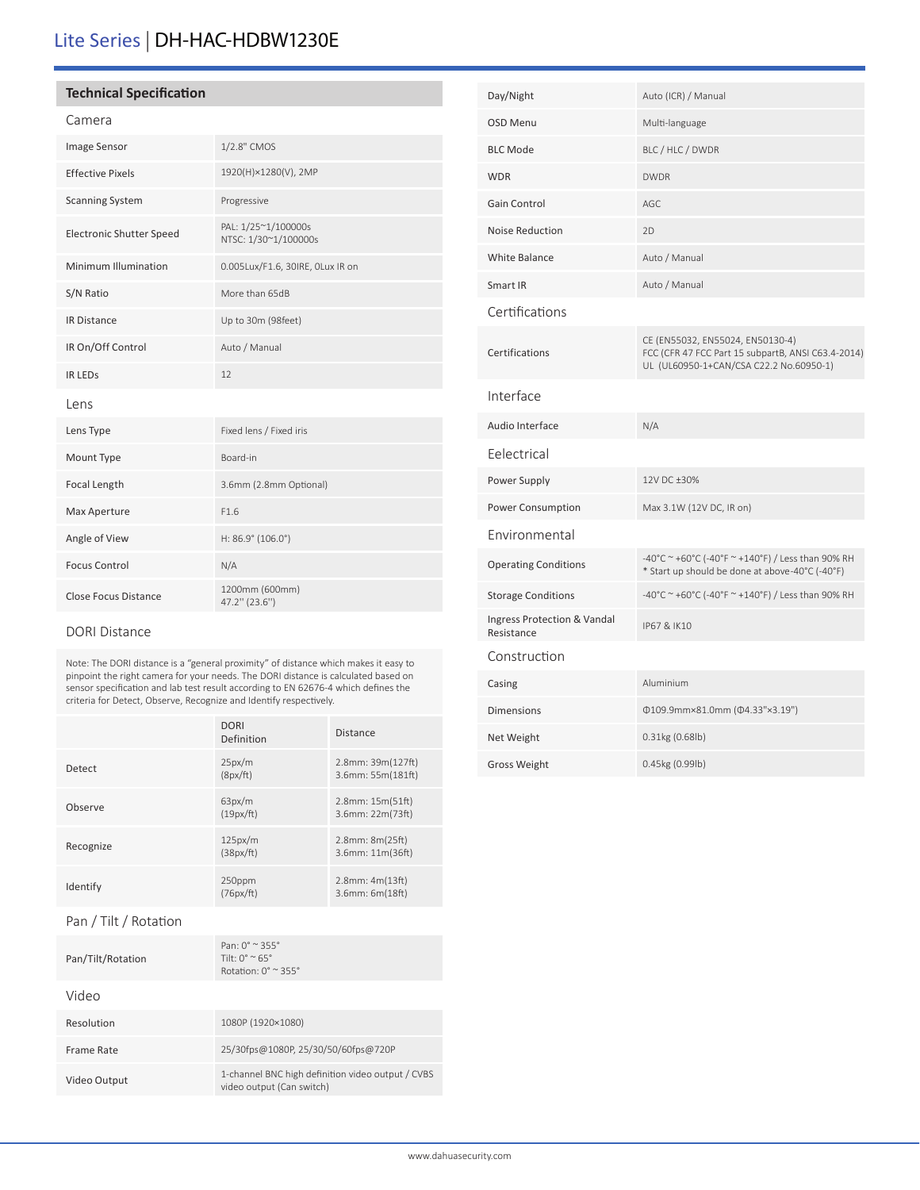# Lite Series | DH-HAC-HDBW1230E

## Technical Specification

### Camera

| | |
|---|---|
| Image Sensor | 1/2.8" CMOS |
| Effective Pixels | 1920(H)×1280(V), 2MP |
| Scanning System | Progressive |
| Electronic Shutter Speed | PAL: 1/25~1/100000s<br>NTSC: 1/30~1/100000s |
| Minimum Illumination | 0.005Lux/F1.6, 30IRE, 0Lux IR on |
| S/N Ratio | More than 65dB |
| IR Distance | Up to 30m (98feet) |
| IR On/Off Control | Auto / Manual |
| IR LEDs | 12 |

### Lens

| | |
|---|---|
| Lens Type | Fixed lens / Fixed iris |
| Mount Type | Board-in |
| Focal Length | 3.6mm (2.8mm Optional) |
| Max Aperture | F1.6 |
| Angle of View | H: 86.9° (106.0°) |
| Focus Control | N/A |
| Close Focus Distance | 1200mm (600mm)<br>47.2'' (23.6'') |

### DORI Distance

Note: The DORI distance is a "general proximity" of distance which makes it easy to pinpoint the right camera for your needs. The DORI distance is calculated based on sensor specification and lab test result according to EN 62676-4 which defines the criteria for Detect, Observe, Recognize and Identify respectively.

| | DORI Definition | Distance |
|---|---|---|
| Detect | 25px/m<br>(8px/ft) | 2.8mm: 39m(127ft)<br>3.6mm: 55m(181ft) |
| Observe | 63px/m<br>(19px/ft) | 2.8mm: 15m(51ft)<br>3.6mm: 22m(73ft) |
| Recognize | 125px/m<br>(38px/ft) | 2.8mm: 8m(25ft)<br>3.6mm: 11m(36ft) |
| Identify | 250ppm<br>(76px/ft) | 2.8mm: 4m(13ft)<br>3.6mm: 6m(18ft) |

### Pan / Tilt / Rotation

| | |
|---|---|
| Pan/Tilt/Rotation | Pan: 0° ~ 355°<br>Tilt: 0° ~ 65°<br>Rotation: 0° ~ 355° |

### Video

| | |
|---|---|
| Resolution | 1080P (1920×1080) |
| Frame Rate | 25/30fps@1080P, 25/30/50/60fps@720P |
| Video Output | 1-channel BNC high definition video output / CVBS video output (Can switch) |
| Day/Night | Auto (ICR) / Manual |
| OSD Menu | Multi-language |
| BLC Mode | BLC / HLC / DWDR |
| WDR | DWDR |
| Gain Control | AGC |
| Noise Reduction | 2D |
| White Balance | Auto / Manual |
| Smart IR | Auto / Manual |

### Certifications

| | |
|---|---|
| Certifications | CE (EN55032, EN55024, EN50130-4)<br>FCC (CFR 47 FCC Part 15 subpartB, ANSI C63.4-2014)<br>UL (UL60950-1+CAN/CSA C22.2 No.60950-1) |

### Interface

| | |
|---|---|
| Audio Interface | N/A |

### Eelectrical

| | |
|---|---|
| Power Supply | 12V DC ±30% |
| Power Consumption | Max 3.1W (12V DC, IR on) |

### Environmental

| | |
|---|---|
| Operating Conditions | -40°C ~ +60°C (-40°F ~ +140°F) / Less than 90% RH<br>* Start up should be done at above-40°C (-40°F) |
| Storage Conditions | -40°C ~ +60°C (-40°F ~ +140°F) / Less than 90% RH |
| Ingress Protection & Vandal Resistance | IP67 & IK10 |

### Construction

| | |
|---|---|
| Casing | Aluminium |
| Dimensions | Φ109.9mm×81.0mm (Φ4.33"×3.19") |
| Net Weight | 0.31kg (0.68lb) |
| Gross Weight | 0.45kg (0.99lb) |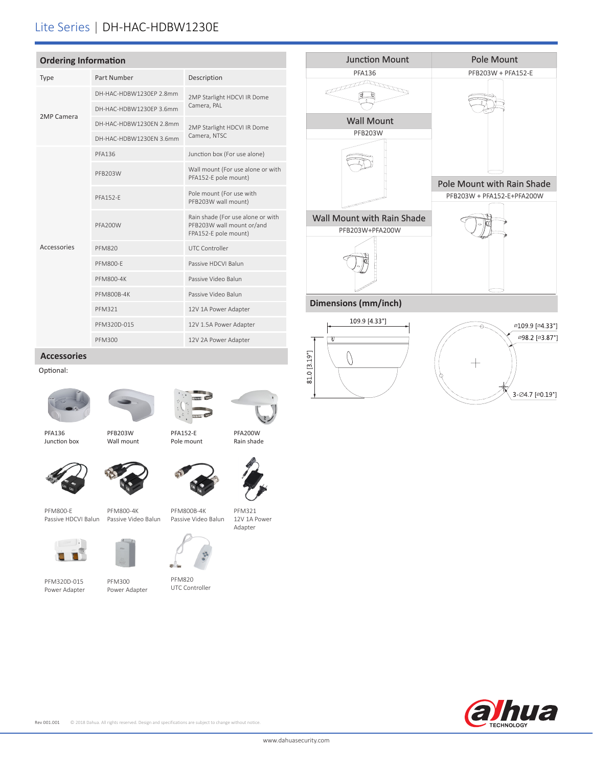# Lite Series | DH-HAC-HDBW1230E

## Ordering Information

| Type | Part Number | Description |
|---|---|---|
| 2MP Camera | DH-HAC-HDBW1230EP 2.8mm | 2MP Starlight HDCVI IR Dome Camera, PAL |
| | DH-HAC-HDBW1230EP 3.6mm | |
| | DH-HAC-HDBW1230EN 2.8mm | 2MP Starlight HDCVI IR Dome Camera, NTSC |
| | DH-HAC-HDBW1230EN 3.6mm | |
| Accessories | PFA136 | Junction box (For use alone) |
| | PFB203W | Wall mount (For use alone or with PFA152-E pole mount) |
| | PFA152-E | Pole mount (For use with PFB203W wall mount) |
| | PFA200W | Rain shade (For use alone or with PFB203W wall mount or/and FPA152-E pole mount) |
| | PFM820 | UTC Controller |
| | PFM800-E | Passive HDCVI Balun |
| | PFM800-4K | Passive Video Balun |
| | PFM800B-4K | Passive Video Balun |
| | PFM321 | 12V 1A Power Adapter |
| | PFM320D-015 | 12V 1.5A Power Adapter |
| | PFM300 | 12V 2A Power Adapter |

## Accessories

Optional:

PFA136
Junction box

PFB203W
Wall mount

PFA152-E
Pole mount

PFA200W
Rain shade

PFM800-E
Passive HDCVI Balun

PFM800-4K
Passive Video Balun

PFM800B-4K
Passive Video Balun

PFM321
12V 1A Power Adapter

PFM320D-015
Power Adapter

PFM300
Power Adapter

PFM820
UTC Controller

## Junction Mount

PFA136

## Pole Mount

PFB203W + PFA152-E

## Wall Mount

PFB203W

## Pole Mount with Rain Shade

PFB203W + PFA152-E+PFA200W

## Wall Mount with Rain Shade

PFB203W+PFA200W

## Dimensions (mm/inch)

109.9 [4.33"]

81.0 [3.19"]

⌀109.9 [⌀4.33"]

⌀98.2 [⌀3.87"]

3-⌀4.7 [⌀0.19"]

Rev 001.001 © 2018 Dahua. All rights reserved. Design and specifications are subject to change without notice.

www.dahuasecurity.com